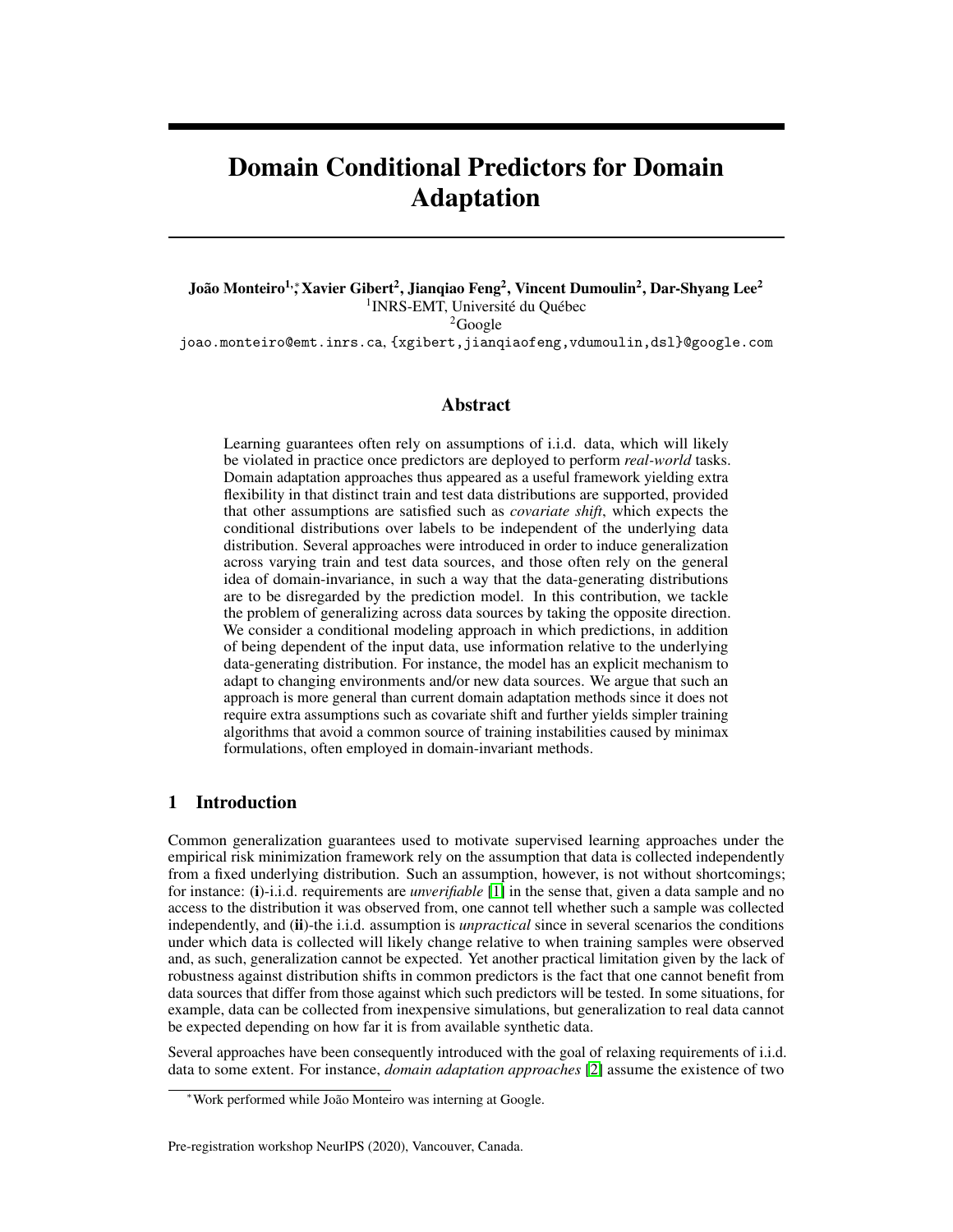# Domain Conditional Predictors for Domain Adaptation

**João Monteiro[1,*], Xavier Gibert[2], Jianqiao Feng[2], Vincent Dumoulin[2], Dar-Shyang Lee[2]**

[1]INRS-EMT, Université du Québec

[2]Google

joao.monteiro@emt.inrs.ca, {xgibert,jianqiaofeng,vdumoulin,dsl}@google.com

## Abstract

Learning guarantees often rely on assumptions of i.i.d. data, which will likely be violated in practice once predictors are deployed to perform *real-world* tasks. Domain adaptation approaches thus appeared as a useful framework yielding extra flexibility in that distinct train and test data distributions are supported, provided that other assumptions are satisfied such as *covariate shift*, which expects the conditional distributions over labels to be independent of the underlying data distribution. Several approaches were introduced in order to induce generalization across varying train and test data sources, and those often rely on the general idea of domain-invariance, in such a way that the data-generating distributions are to be disregarded by the prediction model. In this contribution, we tackle the problem of generalizing across data sources by taking the opposite direction. We consider a conditional modeling approach in which predictions, in addition of being dependent of the input data, use information relative to the underlying data-generating distribution. For instance, the model has an explicit mechanism to adapt to changing environments and/or new data sources. We argue that such an approach is more general than current domain adaptation methods since it does not require extra assumptions such as covariate shift and further yields simpler training algorithms that avoid a common source of training instabilities caused by minimax formulations, often employed in domain-invariant methods.

## 1 Introduction

Common generalization guarantees used to motivate supervised learning approaches under the empirical risk minimization framework rely on the assumption that data is collected independently from a fixed underlying distribution. Such an assumption, however, is not without shortcomings; for instance: (**i**)-i.i.d. requirements are *unverifiable* [1] in the sense that, given a data sample and no access to the distribution it was observed from, one cannot tell whether such a sample was collected independently, and (**ii**)-the i.i.d. assumption is *unpractical* since in several scenarios the conditions under which data is collected will likely change relative to when training samples were observed and, as such, generalization cannot be expected. Yet another practical limitation given by the lack of robustness against distribution shifts in common predictors is the fact that one cannot benefit from data sources that differ from those against which such predictors will be tested. In some situations, for example, data can be collected from inexpensive simulations, but generalization to real data cannot be expected depending on how far it is from available synthetic data.

Several approaches have been consequently introduced with the goal of relaxing requirements of i.i.d. data to some extent. For instance, *domain adaptation approaches* [2] assume the existence of two

*Work performed while João Monteiro was interning at Google.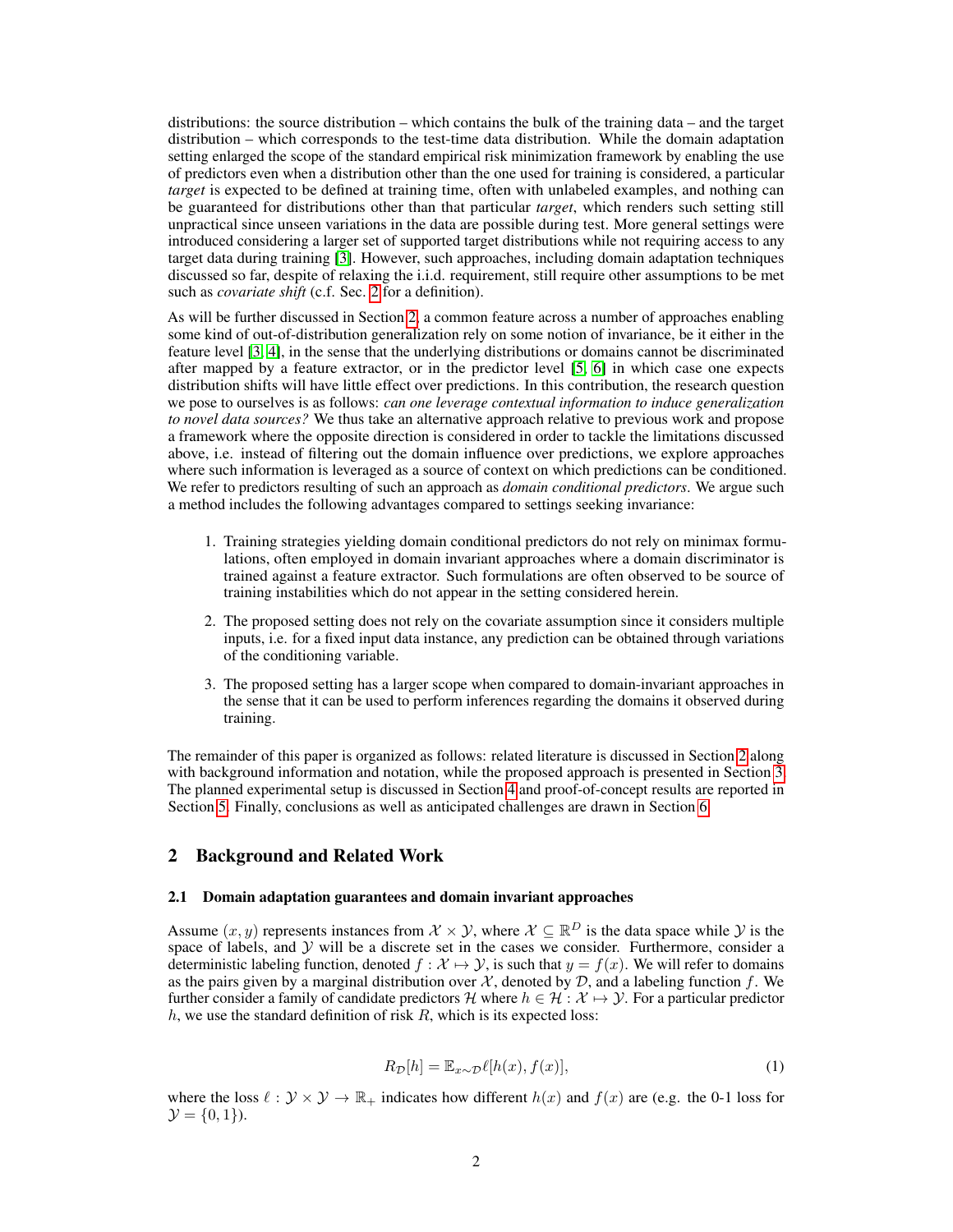distributions: the source distribution – which contains the bulk of the training data – and the target distribution – which corresponds to the test-time data distribution. While the domain adaptation setting enlarged the scope of the standard empirical risk minimization framework by enabling the use of predictors even when a distribution other than the one used for training is considered, a particular *target* is expected to be defined at training time, often with unlabeled examples, and nothing can be guaranteed for distributions other than that particular *target*, which renders such setting still unpractical since unseen variations in the data are possible during test. More general settings were introduced considering a larger set of supported target distributions while not requiring access to any target data during training [3]. However, such approaches, including domain adaptation techniques discussed so far, despite of relaxing the i.i.d. requirement, still require other assumptions to be met such as *covariate shift* (c.f. Sec. 2 for a definition).

As will be further discussed in Section 2, a common feature across a number of approaches enabling some kind of out-of-distribution generalization rely on some notion of invariance, be it either in the feature level [3, 4], in the sense that the underlying distributions or domains cannot be discriminated after mapped by a feature extractor, or in the predictor level [5, 6] in which case one expects distribution shifts will have little effect over predictions. In this contribution, the research question we pose to ourselves is as follows: *can one leverage contextual information to induce generalization to novel data sources?* We thus take an alternative approach relative to previous work and propose a framework where the opposite direction is considered in order to tackle the limitations discussed above, i.e. instead of filtering out the domain influence over predictions, we explore approaches where such information is leveraged as a source of context on which predictions can be conditioned. We refer to predictors resulting of such an approach as *domain conditional predictors*. We argue such a method includes the following advantages compared to settings seeking invariance:

1. Training strategies yielding domain conditional predictors do not rely on minimax formulations, often employed in domain invariant approaches where a domain discriminator is trained against a feature extractor. Such formulations are often observed to be source of training instabilities which do not appear in the setting considered herein.
2. The proposed setting does not rely on the covariate assumption since it considers multiple inputs, i.e. for a fixed input data instance, any prediction can be obtained through variations of the conditioning variable.
3. The proposed setting has a larger scope when compared to domain-invariant approaches in the sense that it can be used to perform inferences regarding the domains it observed during training.

The remainder of this paper is organized as follows: related literature is discussed in Section 2 along with background information and notation, while the proposed approach is presented in Section 3. The planned experimental setup is discussed in Section 4 and proof-of-concept results are reported in Section 5. Finally, conclusions as well as anticipated challenges are drawn in Section 6.

## 2 Background and Related Work

### 2.1 Domain adaptation guarantees and domain invariant approaches

Assume $(x, y)$ represents instances from $\mathcal{X} \times \mathcal{Y}$, where $\mathcal{X} \subseteq \mathbb{R}^D$ is the data space while $\mathcal{Y}$ is the space of labels, and $\mathcal{Y}$ will be a discrete set in the cases we consider. Furthermore, consider a deterministic labeling function, denoted $f : \mathcal{X} \mapsto \mathcal{Y}$, is such that $y = f(x)$. We will refer to domains as the pairs given by a marginal distribution over $\mathcal{X}$, denoted by $\mathcal{D}$, and a labeling function $f$. We further consider a family of candidate predictors $\mathcal{H}$ where $h \in \mathcal{H} : \mathcal{X} \mapsto \mathcal{Y}$. For a particular predictor $h$, we use the standard definition of risk $R$, which is its expected loss:

$$R_{\mathcal{D}}[h] = \mathbb{E}_{x \sim \mathcal{D}} \ell[h(x), f(x)], \tag{1}$$

where the loss $\ell : \mathcal{Y} \times \mathcal{Y} \to \mathbb{R}_+$ indicates how different $h(x)$ and $f(x)$ are (e.g. the 0-1 loss for $\mathcal{Y} = \{0, 1\}$).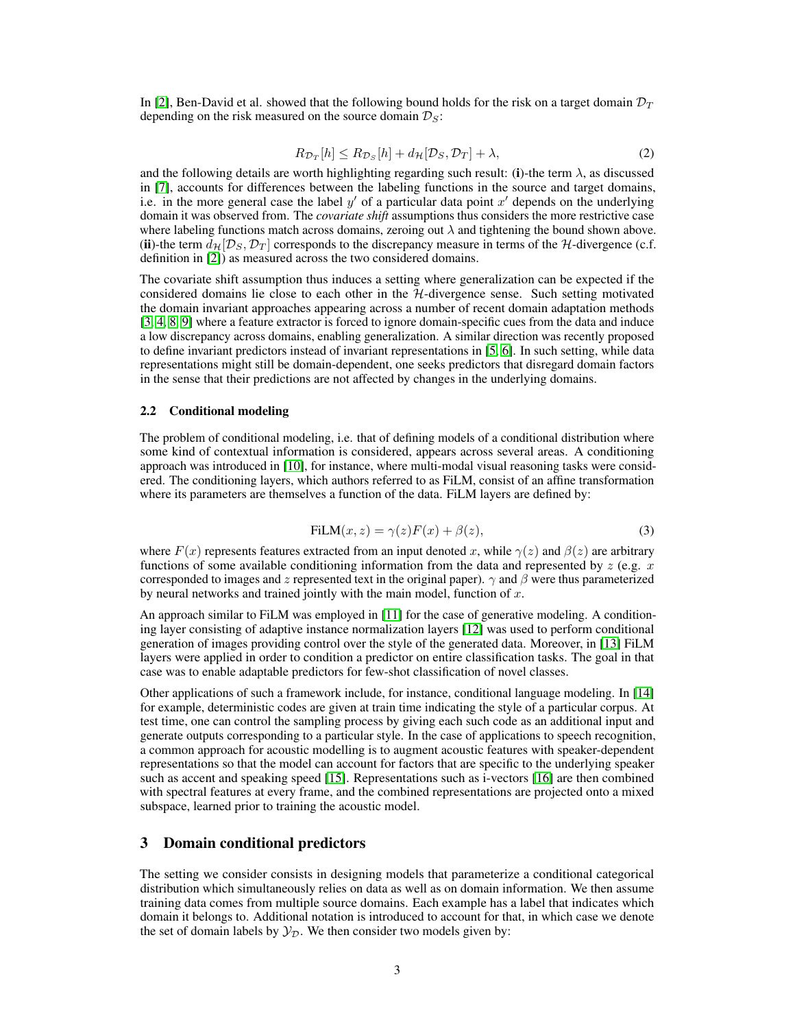In [2], Ben-David et al. showed that the following bound holds for the risk on a target domain $\mathcal{D}_T$ depending on the risk measured on the source domain $\mathcal{D}_S$:

$$R_{\mathcal{D}_T}[h] \leq R_{\mathcal{D}_S}[h] + d_{\mathcal{H}}[\mathcal{D}_S, \mathcal{D}_T] + \lambda, \tag{2}$$

and the following details are worth highlighting regarding such result: (**i**)-the term $\lambda$, as discussed in [7], accounts for differences between the labeling functions in the source and target domains, i.e. in the more general case the label $y'$ of a particular data point $x'$ depends on the underlying domain it was observed from. The *covariate shift* assumptions thus considers the more restrictive case where labeling functions match across domains, zeroing out $\lambda$ and tightening the bound shown above. (**ii**)-the term $d_{\mathcal{H}}[\mathcal{D}_S, \mathcal{D}_T]$ corresponds to the discrepancy measure in terms of the $\mathcal{H}$-divergence (c.f. definition in [2]) as measured across the two considered domains.

The covariate shift assumption thus induces a setting where generalization can be expected if the considered domains lie close to each other in the $\mathcal{H}$-divergence sense. Such setting motivated the domain invariant approaches appearing across a number of recent domain adaptation methods [3, 4, 8, 9] where a feature extractor is forced to ignore domain-specific cues from the data and induce a low discrepancy across domains, enabling generalization. A similar direction was recently proposed to define invariant predictors instead of invariant representations in [5, 6]. In such setting, while data representations might still be domain-dependent, one seeks predictors that disregard domain factors in the sense that their predictions are not affected by changes in the underlying domains.

### 2.2 Conditional modeling

The problem of conditional modeling, i.e. that of defining models of a conditional distribution where some kind of contextual information is considered, appears across several areas. A conditioning approach was introduced in [10], for instance, where multi-modal visual reasoning tasks were considered. The conditioning layers, which authors referred to as FiLM, consist of an affine transformation where its parameters are themselves a function of the data. FiLM layers are defined by:

$$\text{FiLM}(x, z) = \gamma(z)F(x) + \beta(z), \tag{3}$$

where $F(x)$ represents features extracted from an input denoted $x$, while $\gamma(z)$ and $\beta(z)$ are arbitrary functions of some available conditioning information from the data and represented by $z$ (e.g. $x$ corresponded to images and $z$ represented text in the original paper). $\gamma$ and $\beta$ were thus parameterized by neural networks and trained jointly with the main model, function of $x$.

An approach similar to FiLM was employed in [11] for the case of generative modeling. A conditioning layer consisting of adaptive instance normalization layers [12] was used to perform conditional generation of images providing control over the style of the generated data. Moreover, in [13] FiLM layers were applied in order to condition a predictor on entire classification tasks. The goal in that case was to enable adaptable predictors for few-shot classification of novel classes.

Other applications of such a framework include, for instance, conditional language modeling. In [14] for example, deterministic codes are given at train time indicating the style of a particular corpus. At test time, one can control the sampling process by giving each such code as an additional input and generate outputs corresponding to a particular style. In the case of applications to speech recognition, a common approach for acoustic modelling is to augment acoustic features with speaker-dependent representations so that the model can account for factors that are specific to the underlying speaker such as accent and speaking speed [15]. Representations such as i-vectors [16] are then combined with spectral features at every frame, and the combined representations are projected onto a mixed subspace, learned prior to training the acoustic model.

## 3 Domain conditional predictors

The setting we consider consists in designing models that parameterize a conditional categorical distribution which simultaneously relies on data as well as on domain information. We then assume training data comes from multiple source domains. Each example has a label that indicates which domain it belongs to. Additional notation is introduced to account for that, in which case we denote the set of domain labels by $\mathcal{Y}_{\mathcal{D}}$. We then consider two models given by: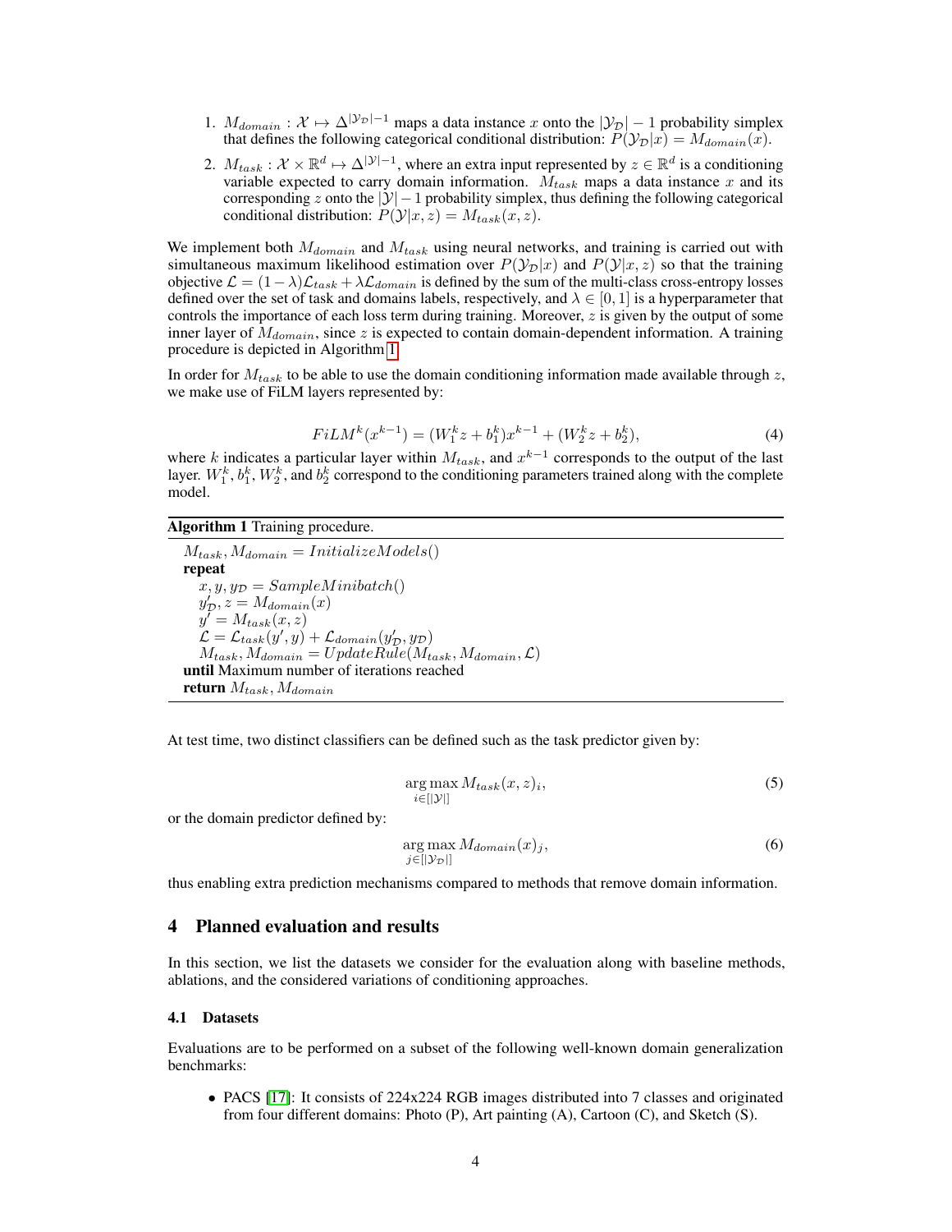1. $M_{domain} : \mathcal{X} \mapsto \Delta^{|\mathcal{Y}_\mathcal{D}|-1}$ maps a data instance $x$ onto the $|\mathcal{Y}_\mathcal{D}| - 1$ probability simplex that defines the following categorical conditional distribution: $P(\mathcal{Y}_\mathcal{D}|x) = M_{domain}(x)$.
2. $M_{task} : \mathcal{X} \times \mathbb{R}^d \mapsto \Delta^{|\mathcal{Y}|-1}$, where an extra input represented by $z \in \mathbb{R}^d$ is a conditioning variable expected to carry domain information. $M_{task}$ maps a data instance $x$ and its corresponding $z$ onto the $|\mathcal{Y}| - 1$ probability simplex, thus defining the following categorical conditional distribution: $P(\mathcal{Y}|x, z) = M_{task}(x, z)$.

We implement both $M_{domain}$ and $M_{task}$ using neural networks, and training is carried out with simultaneous maximum likelihood estimation over $P(\mathcal{Y}_\mathcal{D}|x)$ and $P(\mathcal{Y}|x, z)$ so that the training objective $\mathcal{L} = (1-\lambda)\mathcal{L}_{task} + \lambda\mathcal{L}_{domain}$ is defined by the sum of the multi-class cross-entropy losses defined over the set of task and domains labels, respectively, and $\lambda \in [0, 1]$ is a hyperparameter that controls the importance of each loss term during training. Moreover, $z$ is given by the output of some inner layer of $M_{domain}$, since $z$ is expected to contain domain-dependent information. A training procedure is depicted in Algorithm 1.

In order for $M_{task}$ to be able to use the domain conditioning information made available through $z$, we make use of FiLM layers represented by:

$$FiLM^k(x^{k-1}) = (W_1^k z + b_1^k)x^{k-1} + (W_2^k z + b_2^k), \tag{4}$$

where $k$ indicates a particular layer within $M_{task}$, and $x^{k-1}$ corresponds to the output of the last layer. $W_1^k$, $b_1^k$, $W_2^k$, and $b_2^k$ correspond to the conditioning parameters trained along with the complete model.

**Algorithm 1** Training procedure.

```
M_task, M_domain = InitializeModels()
repeat
    x, y, y_D = SampleMinibatch()
    y'_D, z = M_domain(x)
    y' = M_task(x, z)
    L = L_task(y', y) + L_domain(y'_D, y_D)
    M_task, M_domain = UpdateRule(M_task, M_domain, L)
until Maximum number of iterations reached
return M_task, M_domain
```

At test time, two distinct classifiers can be defined such as the task predictor given by:

$$\arg\max_{i \in [|\mathcal{Y}|]} M_{task}(x, z)_i, \tag{5}$$

or the domain predictor defined by:

$$\arg\max_{j \in [|\mathcal{Y}_\mathcal{D}|]} M_{domain}(x)_j, \tag{6}$$

thus enabling extra prediction mechanisms compared to methods that remove domain information.

## 4 Planned evaluation and results

In this section, we list the datasets we consider for the evaluation along with baseline methods, ablations, and the considered variations of conditioning approaches.

### 4.1 Datasets

Evaluations are to be performed on a subset of the following well-known domain generalization benchmarks:

- PACS [17]: It consists of 224x224 RGB images distributed into 7 classes and originated from four different domains: Photo (P), Art painting (A), Cartoon (C), and Sketch (S).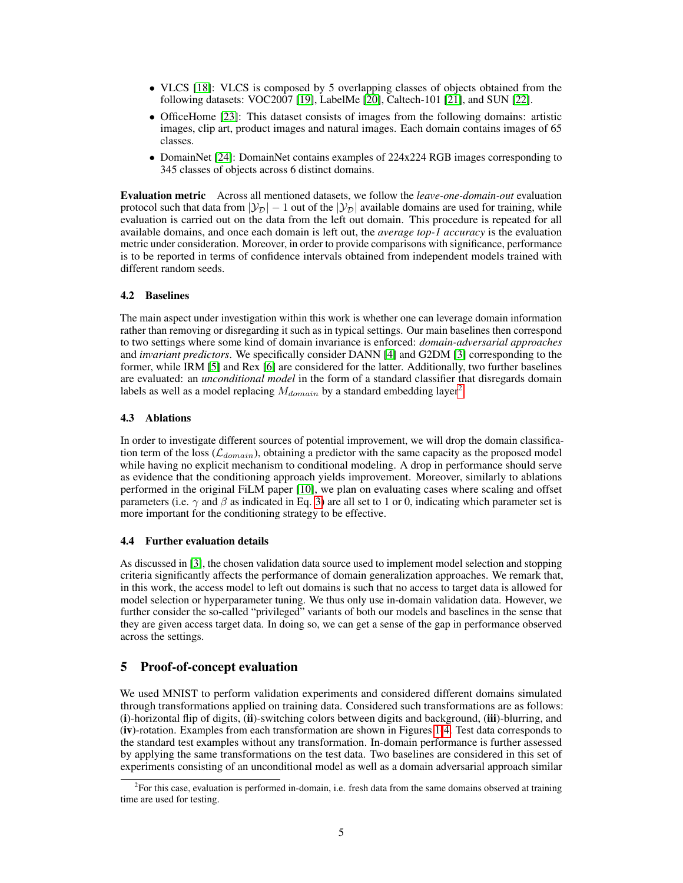- VLCS [18]: VLCS is composed by 5 overlapping classes of objects obtained from the following datasets: VOC2007 [19], LabelMe [20], Caltech-101 [21], and SUN [22].
- OfficeHome [23]: This dataset consists of images from the following domains: artistic images, clip art, product images and natural images. Each domain contains images of 65 classes.
- DomainNet [24]: DomainNet contains examples of 224x224 RGB images corresponding to 345 classes of objects across 6 distinct domains.

**Evaluation metric** Across all mentioned datasets, we follow the *leave-one-domain-out* evaluation protocol such that data from $|\mathcal{Y}_{\mathcal{D}}| - 1$ out of the $|\mathcal{Y}_{\mathcal{D}}|$ available domains are used for training, while evaluation is carried out on the data from the left out domain. This procedure is repeated for all available domains, and once each domain is left out, the *average top-1 accuracy* is the evaluation metric under consideration. Moreover, in order to provide comparisons with significance, performance is to be reported in terms of confidence intervals obtained from independent models trained with different random seeds.

### 4.2 Baselines

The main aspect under investigation within this work is whether one can leverage domain information rather than removing or disregarding it such as in typical settings. Our main baselines then correspond to two settings where some kind of domain invariance is enforced: *domain-adversarial approaches* and *invariant predictors*. We specifically consider DANN [4] and G2DM [3] corresponding to the former, while IRM [5] and Rex [6] are considered for the latter. Additionally, two further baselines are evaluated: an *unconditional model* in the form of a standard classifier that disregards domain labels as well as a model replacing $M_{domain}$ by a standard embedding layer[2].

### 4.3 Ablations

In order to investigate different sources of potential improvement, we will drop the domain classification term of the loss ($\mathcal{L}_{domain}$), obtaining a predictor with the same capacity as the proposed model while having no explicit mechanism to conditional modeling. A drop in performance should serve as evidence that the conditioning approach yields improvement. Moreover, similarly to ablations performed in the original FiLM paper [10], we plan on evaluating cases where scaling and offset parameters (i.e. $\gamma$ and $\beta$ as indicated in Eq. 3) are all set to 1 or 0, indicating which parameter set is more important for the conditioning strategy to be effective.

### 4.4 Further evaluation details

As discussed in [3], the chosen validation data source used to implement model selection and stopping criteria significantly affects the performance of domain generalization approaches. We remark that, in this work, the access model to left out domains is such that no access to target data is allowed for model selection or hyperparameter tuning. We thus only use in-domain validation data. However, we further consider the so-called "privileged" variants of both our models and baselines in the sense that they are given access target data. In doing so, we can get a sense of the gap in performance observed across the settings.

## 5 Proof-of-concept evaluation

We used MNIST to perform validation experiments and considered different domains simulated through transformations applied on training data. Considered such transformations are as follows: (**i**)-horizontal flip of digits, (**ii**)-switching colors between digits and background, (**iii**)-blurring, and (**iv**)-rotation. Examples from each transformation are shown in Figures 1-4. Test data corresponds to the standard test examples without any transformation. In-domain performance is further assessed by applying the same transformations on the test data. Two baselines are considered in this set of experiments consisting of an unconditional model as well as a domain adversarial approach similar

[2] For this case, evaluation is performed in-domain, i.e. fresh data from the same domains observed at training time are used for testing.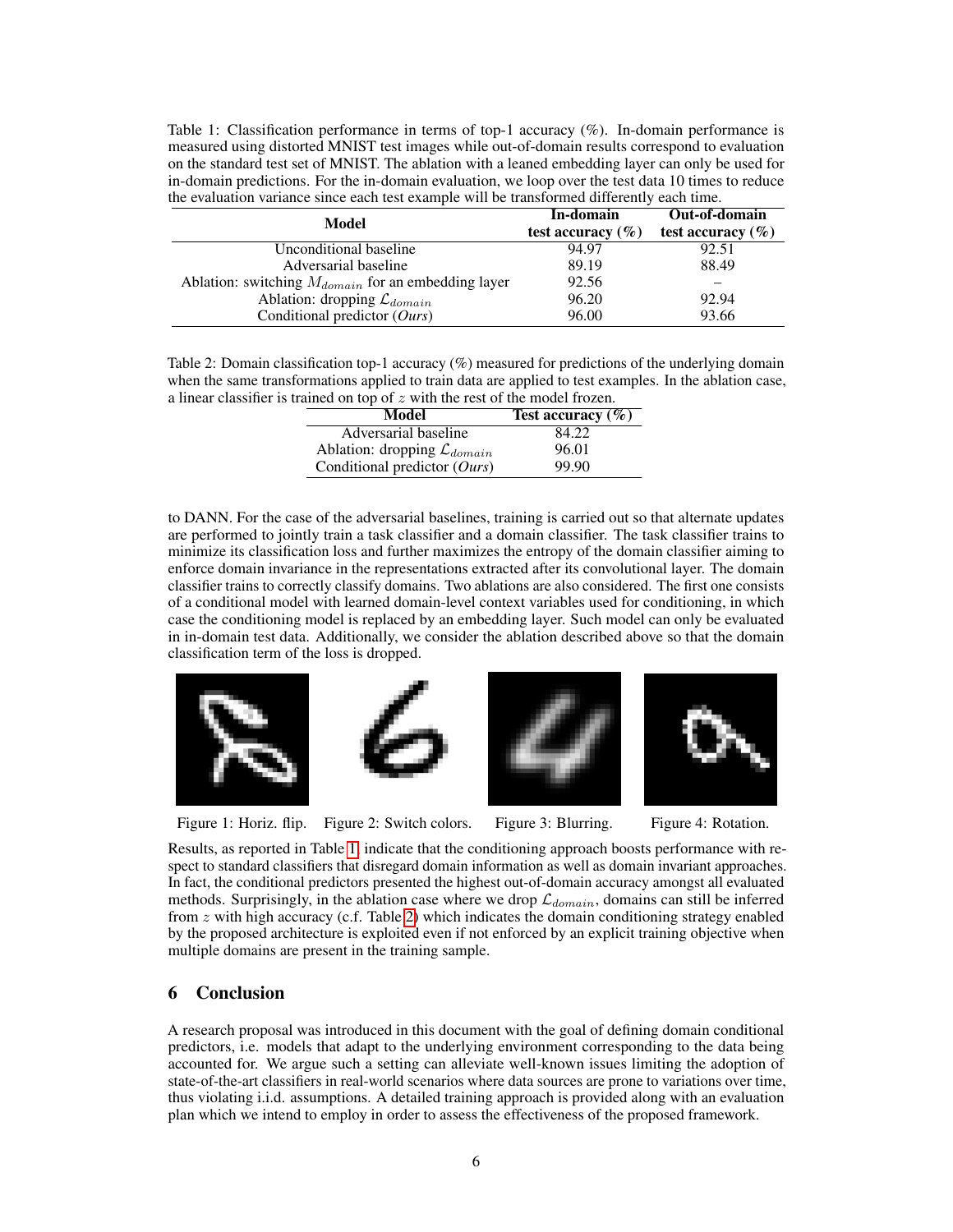Table 1: Classification performance in terms of top-1 accuracy (%). In-domain performance is measured using distorted MNIST test images while out-of-domain results correspond to evaluation on the standard test set of MNIST. The ablation with a leaned embedding layer can only be used for in-domain predictions. For the in-domain evaluation, we loop over the test data 10 times to reduce the evaluation variance since each test example will be transformed differently each time.

| Model | In-domain test accuracy (%) | Out-of-domain test accuracy (%) |
|---|---|---|
| Unconditional baseline | 94.97 | 92.51 |
| Adversarial baseline | 89.19 | 88.49 |
| Ablation: switching $M_{domain}$ for an embedding layer | 92.56 | – |
| Ablation: dropping $\mathcal{L}_{domain}$ | 96.20 | 92.94 |
| Conditional predictor (*Ours*) | 96.00 | 93.66 |

Table 2: Domain classification top-1 accuracy (%) measured for predictions of the underlying domain when the same transformations applied to train data are applied to test examples. In the ablation case, a linear classifier is trained on top of $z$ with the rest of the model frozen.

| Model | Test accuracy (%) |
|---|---|
| Adversarial baseline | 84.22 |
| Ablation: dropping $\mathcal{L}_{domain}$ | 96.01 |
| Conditional predictor (*Ours*) | 99.90 |

to DANN. For the case of the adversarial baselines, training is carried out so that alternate updates are performed to jointly train a task classifier and a domain classifier. The task classifier trains to minimize its classification loss and further maximizes the entropy of the domain classifier aiming to enforce domain invariance in the representations extracted after its convolutional layer. The domain classifier trains to correctly classify domains. Two ablations are also considered. The first one consists of a conditional model with learned domain-level context variables used for conditioning, in which case the conditioning model is replaced by an embedding layer. Such model can only be evaluated in in-domain test data. Additionally, we consider the ablation described above so that the domain classification term of the loss is dropped.

Figure 1: Horiz. flip. Figure 2: Switch colors. Figure 3: Blurring. Figure 4: Rotation.

Results, as reported in Table 1, indicate that the conditioning approach boosts performance with respect to standard classifiers that disregard domain information as well as domain invariant approaches. In fact, the conditional predictors presented the highest out-of-domain accuracy amongst all evaluated methods. Surprisingly, in the ablation case where we drop $\mathcal{L}_{domain}$, domains can still be inferred from $z$ with high accuracy (c.f. Table 2) which indicates the domain conditioning strategy enabled by the proposed architecture is exploited even if not enforced by an explicit training objective when multiple domains are present in the training sample.

## 6 Conclusion

A research proposal was introduced in this document with the goal of defining domain conditional predictors, i.e. models that adapt to the underlying environment corresponding to the data being accounted for. We argue such a setting can alleviate well-known issues limiting the adoption of state-of-the-art classifiers in real-world scenarios where data sources are prone to variations over time, thus violating i.i.d. assumptions. A detailed training approach is provided along with an evaluation plan which we intend to employ in order to assess the effectiveness of the proposed framework.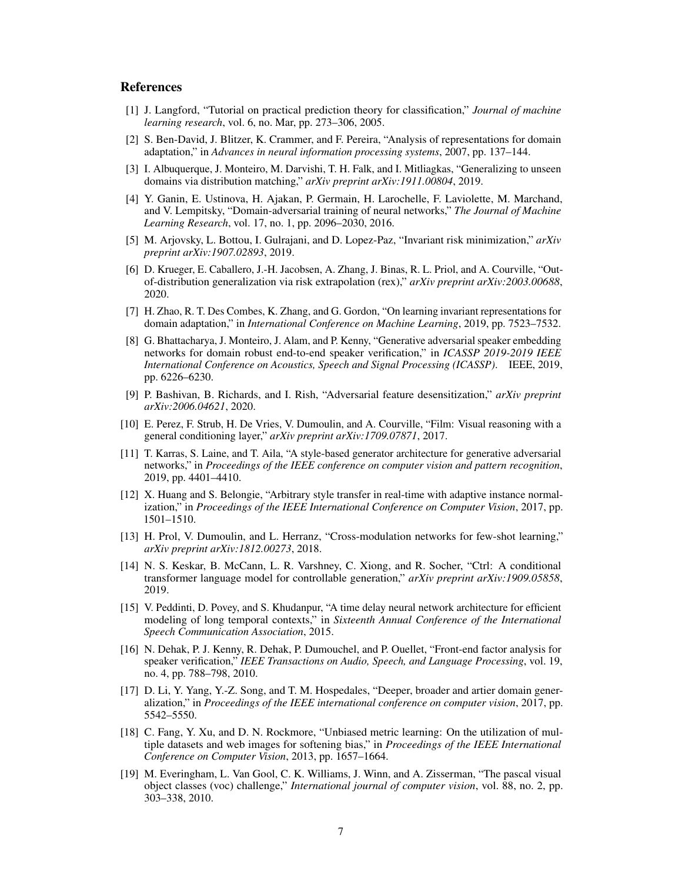## References

[1] J. Langford, "Tutorial on practical prediction theory for classification," *Journal of machine learning research*, vol. 6, no. Mar, pp. 273–306, 2005.

[2] S. Ben-David, J. Blitzer, K. Crammer, and F. Pereira, "Analysis of representations for domain adaptation," in *Advances in neural information processing systems*, 2007, pp. 137–144.

[3] I. Albuquerque, J. Monteiro, M. Darvishi, T. H. Falk, and I. Mitliagkas, "Generalizing to unseen domains via distribution matching," *arXiv preprint arXiv:1911.00804*, 2019.

[4] Y. Ganin, E. Ustinova, H. Ajakan, P. Germain, H. Larochelle, F. Laviolette, M. Marchand, and V. Lempitsky, "Domain-adversarial training of neural networks," *The Journal of Machine Learning Research*, vol. 17, no. 1, pp. 2096–2030, 2016.

[5] M. Arjovsky, L. Bottou, I. Gulrajani, and D. Lopez-Paz, "Invariant risk minimization," *arXiv preprint arXiv:1907.02893*, 2019.

[6] D. Krueger, E. Caballero, J.-H. Jacobsen, A. Zhang, J. Binas, R. L. Priol, and A. Courville, "Out-of-distribution generalization via risk extrapolation (rex)," *arXiv preprint arXiv:2003.00688*, 2020.

[7] H. Zhao, R. T. Des Combes, K. Zhang, and G. Gordon, "On learning invariant representations for domain adaptation," in *International Conference on Machine Learning*, 2019, pp. 7523–7532.

[8] G. Bhattacharya, J. Monteiro, J. Alam, and P. Kenny, "Generative adversarial speaker embedding networks for domain robust end-to-end speaker verification," in *ICASSP 2019-2019 IEEE International Conference on Acoustics, Speech and Signal Processing (ICASSP)*. IEEE, 2019, pp. 6226–6230.

[9] P. Bashivan, B. Richards, and I. Rish, "Adversarial feature desensitization," *arXiv preprint arXiv:2006.04621*, 2020.

[10] E. Perez, F. Strub, H. De Vries, V. Dumoulin, and A. Courville, "Film: Visual reasoning with a general conditioning layer," *arXiv preprint arXiv:1709.07871*, 2017.

[11] T. Karras, S. Laine, and T. Aila, "A style-based generator architecture for generative adversarial networks," in *Proceedings of the IEEE conference on computer vision and pattern recognition*, 2019, pp. 4401–4410.

[12] X. Huang and S. Belongie, "Arbitrary style transfer in real-time with adaptive instance normalization," in *Proceedings of the IEEE International Conference on Computer Vision*, 2017, pp. 1501–1510.

[13] H. Prol, V. Dumoulin, and L. Herranz, "Cross-modulation networks for few-shot learning," *arXiv preprint arXiv:1812.00273*, 2018.

[14] N. S. Keskar, B. McCann, L. R. Varshney, C. Xiong, and R. Socher, "Ctrl: A conditional transformer language model for controllable generation," *arXiv preprint arXiv:1909.05858*, 2019.

[15] V. Peddinti, D. Povey, and S. Khudanpur, "A time delay neural network architecture for efficient modeling of long temporal contexts," in *Sixteenth Annual Conference of the International Speech Communication Association*, 2015.

[16] N. Dehak, P. J. Kenny, R. Dehak, P. Dumouchel, and P. Ouellet, "Front-end factor analysis for speaker verification," *IEEE Transactions on Audio, Speech, and Language Processing*, vol. 19, no. 4, pp. 788–798, 2010.

[17] D. Li, Y. Yang, Y.-Z. Song, and T. M. Hospedales, "Deeper, broader and artier domain generalization," in *Proceedings of the IEEE international conference on computer vision*, 2017, pp. 5542–5550.

[18] C. Fang, Y. Xu, and D. N. Rockmore, "Unbiased metric learning: On the utilization of multiple datasets and web images for softening bias," in *Proceedings of the IEEE International Conference on Computer Vision*, 2013, pp. 1657–1664.

[19] M. Everingham, L. Van Gool, C. K. Williams, J. Winn, and A. Zisserman, "The pascal visual object classes (voc) challenge," *International journal of computer vision*, vol. 88, no. 2, pp. 303–338, 2010.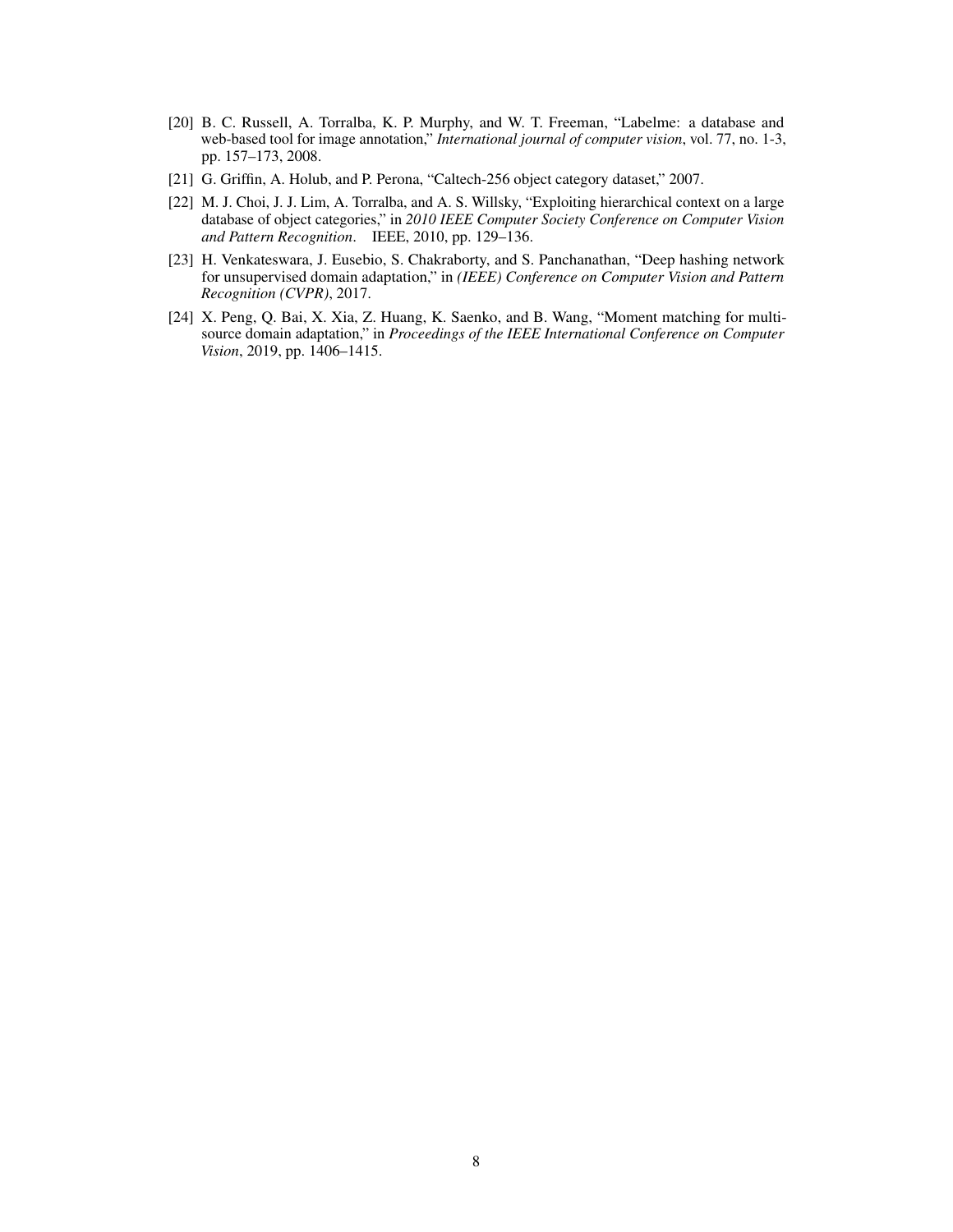[20] B. C. Russell, A. Torralba, K. P. Murphy, and W. T. Freeman, "Labelme: a database and web-based tool for image annotation," *International journal of computer vision*, vol. 77, no. 1-3, pp. 157–173, 2008.

[21] G. Griffin, A. Holub, and P. Perona, "Caltech-256 object category dataset," 2007.

[22] M. J. Choi, J. J. Lim, A. Torralba, and A. S. Willsky, "Exploiting hierarchical context on a large database of object categories," in *2010 IEEE Computer Society Conference on Computer Vision and Pattern Recognition*. IEEE, 2010, pp. 129–136.

[23] H. Venkateswara, J. Eusebio, S. Chakraborty, and S. Panchanathan, "Deep hashing network for unsupervised domain adaptation," in *(IEEE) Conference on Computer Vision and Pattern Recognition (CVPR)*, 2017.

[24] X. Peng, Q. Bai, X. Xia, Z. Huang, K. Saenko, and B. Wang, "Moment matching for multi-source domain adaptation," in *Proceedings of the IEEE International Conference on Computer Vision*, 2019, pp. 1406–1415.